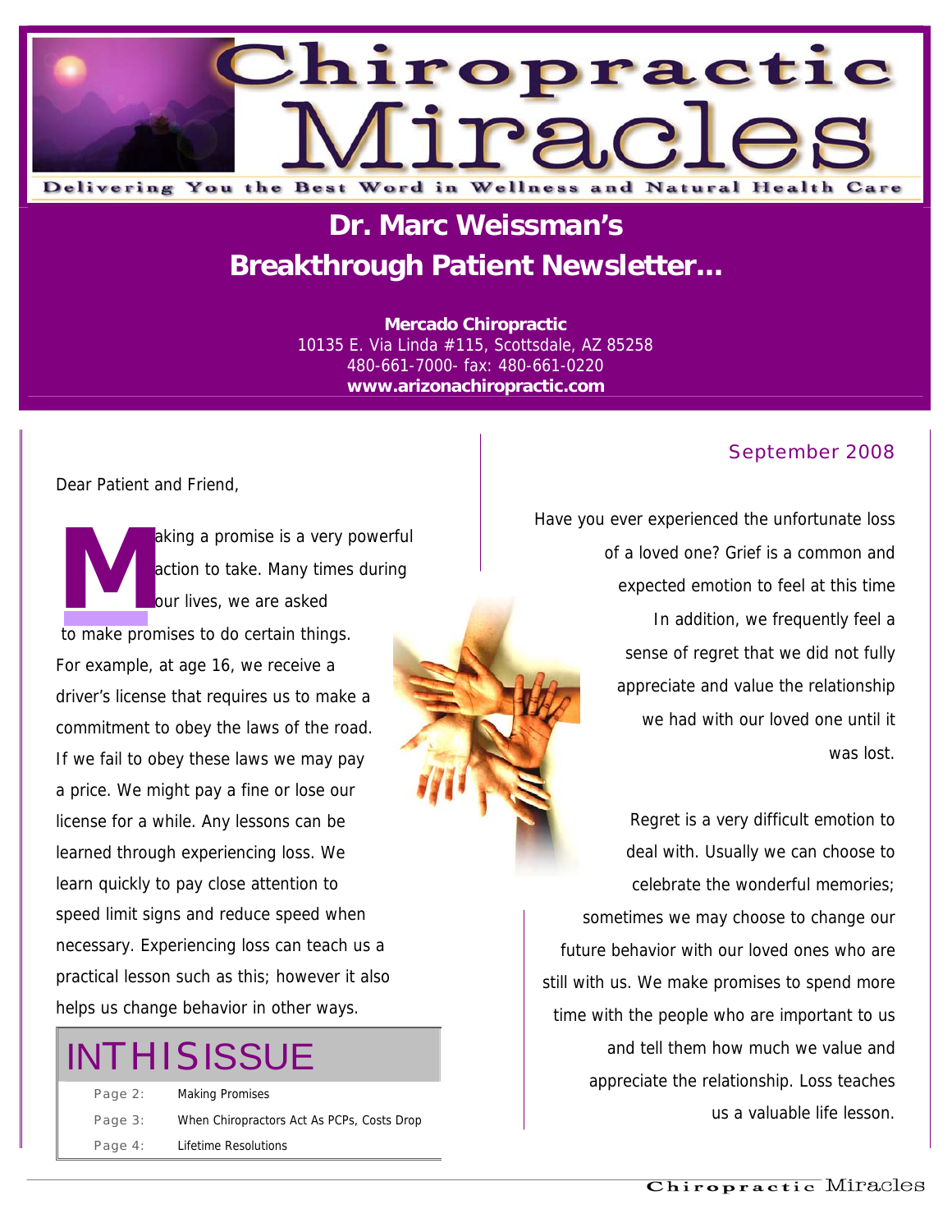# Chiropractic Miracles

Delivering You the Best Word in Wellness and Natural Health Care

## Dr. Marc Weissman's Breakthrough Patient Newsletter…

**Mercado Chiropractic**
10135 E. Via Linda #115, Scottsdale, AZ 85258
480-661-7000- fax: 480-661-0220
**www.arizonachiropractic.com**

September 2008

Dear Patient and Friend,

Making a promise is a very powerful action to take. Many times during our lives, we are asked to make promises to do certain things. For example, at age 16, we receive a driver's license that requires us to make a commitment to obey the laws of the road. If we fail to obey these laws we may pay a price. We might pay a fine or lose our license for a while. Any lessons can be learned through experiencing loss. We learn quickly to pay close attention to speed limit signs and reduce speed when necessary. Experiencing loss can teach us a practical lesson such as this; however it also helps us change behavior in other ways.

Have you ever experienced the unfortunate loss of a loved one? Grief is a common and expected emotion to feel at this time In addition, we frequently feel a sense of regret that we did not fully appreciate and value the relationship we had with our loved one until it was lost.

Regret is a very difficult emotion to deal with. Usually we can choose to celebrate the wonderful memories; sometimes we may choose to change our future behavior with our loved ones who are still with us. We make promises to spend more time with the people who are important to us and tell them how much we value and appreciate the relationship. Loss teaches us a valuable life lesson.

## IN THIS ISSUE

| | |
|---|---|
| Page 2: | Making Promises |
| Page 3: | When Chiropractors Act As PCPs, Costs Drop |
| Page 4: | Lifetime Resolutions |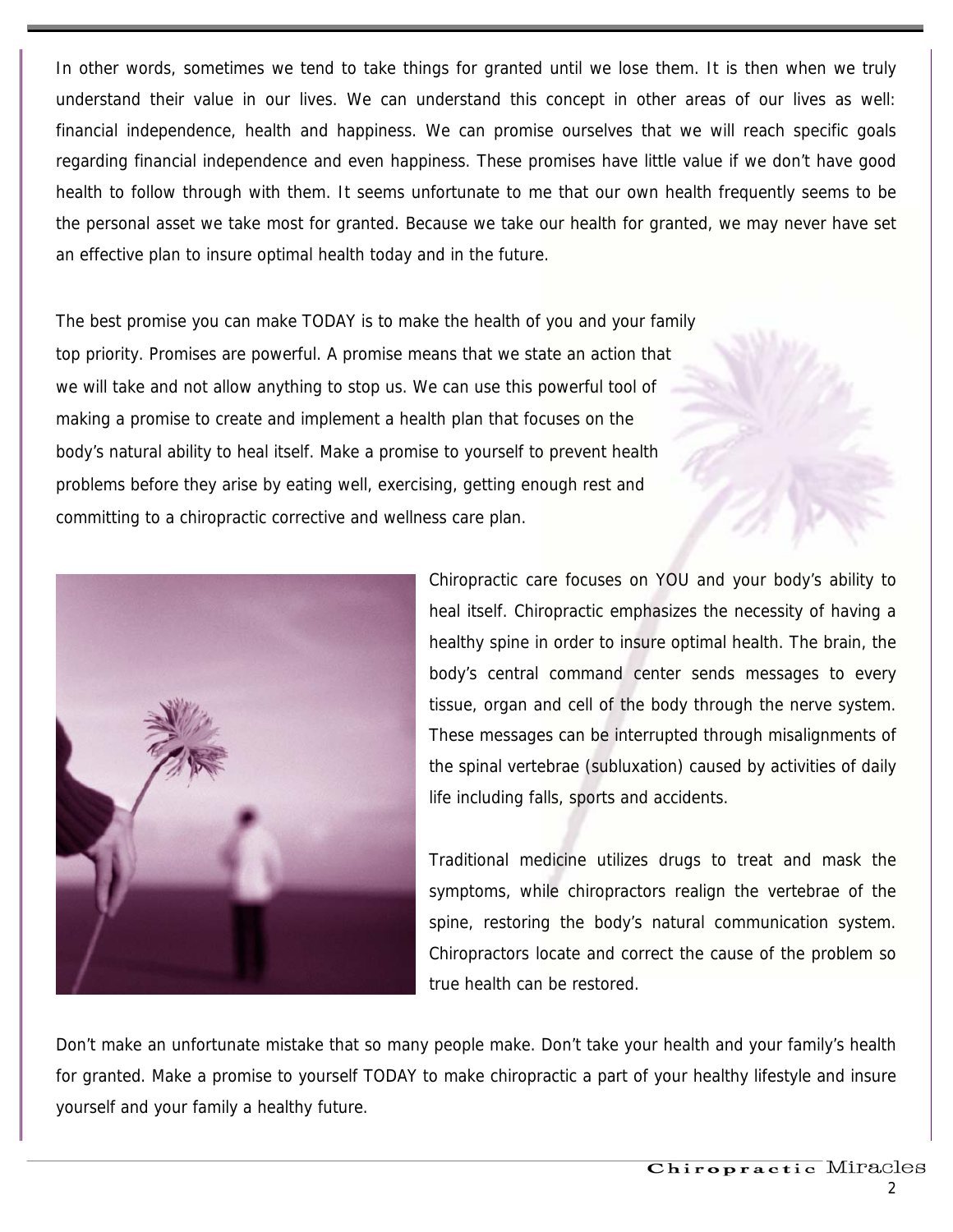In other words, sometimes we tend to take things for granted until we lose them. It is then when we truly understand their value in our lives. We can understand this concept in other areas of our lives as well: financial independence, health and happiness. We can promise ourselves that we will reach specific goals regarding financial independence and even happiness. These promises have little value if we don't have good health to follow through with them. It seems unfortunate to me that our own health frequently seems to be the personal asset we take most for granted. Because we take our health for granted, we may never have set an effective plan to insure optimal health today and in the future.

The best promise you can make TODAY is to make the health of you and your family top priority. Promises are powerful. A promise means that we state an action that we will take and not allow anything to stop us. We can use this powerful tool of making a promise to create and implement a health plan that focuses on the body's natural ability to heal itself. Make a promise to yourself to prevent health problems before they arise by eating well, exercising, getting enough rest and committing to a chiropractic corrective and wellness care plan.

Chiropractic care focuses on YOU and your body's ability to heal itself. Chiropractic emphasizes the necessity of having a healthy spine in order to insure optimal health. The brain, the body's central command center sends messages to every tissue, organ and cell of the body through the nerve system. These messages can be interrupted through misalignments of the spinal vertebrae (subluxation) caused by activities of daily life including falls, sports and accidents.

Traditional medicine utilizes drugs to treat and mask the symptoms, while chiropractors realign the vertebrae of the spine, restoring the body's natural communication system. Chiropractors locate and correct the cause of the problem so true health can be restored.

Don't make an unfortunate mistake that so many people make. Don't take your health and your family's health for granted. Make a promise to yourself TODAY to make chiropractic a part of your healthy lifestyle and insure yourself and your family a healthy future.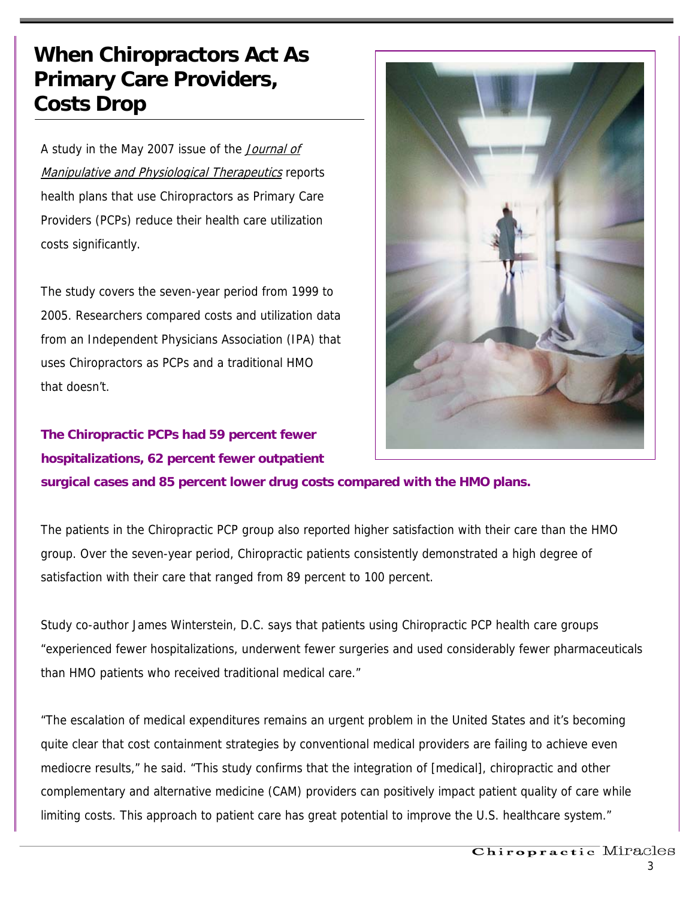# When Chiropractors Act As Primary Care Providers, Costs Drop

A study in the May 2007 issue of the *Journal of Manipulative and Physiological Therapeutics* reports health plans that use Chiropractors as Primary Care Providers (PCPs) reduce their health care utilization costs significantly.

The study covers the seven-year period from 1999 to 2005. Researchers compared costs and utilization data from an Independent Physicians Association (IPA) that uses Chiropractors as PCPs and a traditional HMO that doesn't.

**The Chiropractic PCPs had 59 percent fewer hospitalizations, 62 percent fewer outpatient surgical cases and 85 percent lower drug costs compared with the HMO plans.**

The patients in the Chiropractic PCP group also reported higher satisfaction with their care than the HMO group. Over the seven-year period, Chiropractic patients consistently demonstrated a high degree of satisfaction with their care that ranged from 89 percent to 100 percent.

Study co-author James Winterstein, D.C. says that patients using Chiropractic PCP health care groups "experienced fewer hospitalizations, underwent fewer surgeries and used considerably fewer pharmaceuticals than HMO patients who received traditional medical care."

"The escalation of medical expenditures remains an urgent problem in the United States and it's becoming quite clear that cost containment strategies by conventional medical providers are failing to achieve even mediocre results," he said. "This study confirms that the integration of [medical], chiropractic and other complementary and alternative medicine (CAM) providers can positively impact patient quality of care while limiting costs. This approach to patient care has great potential to improve the U.S. healthcare system."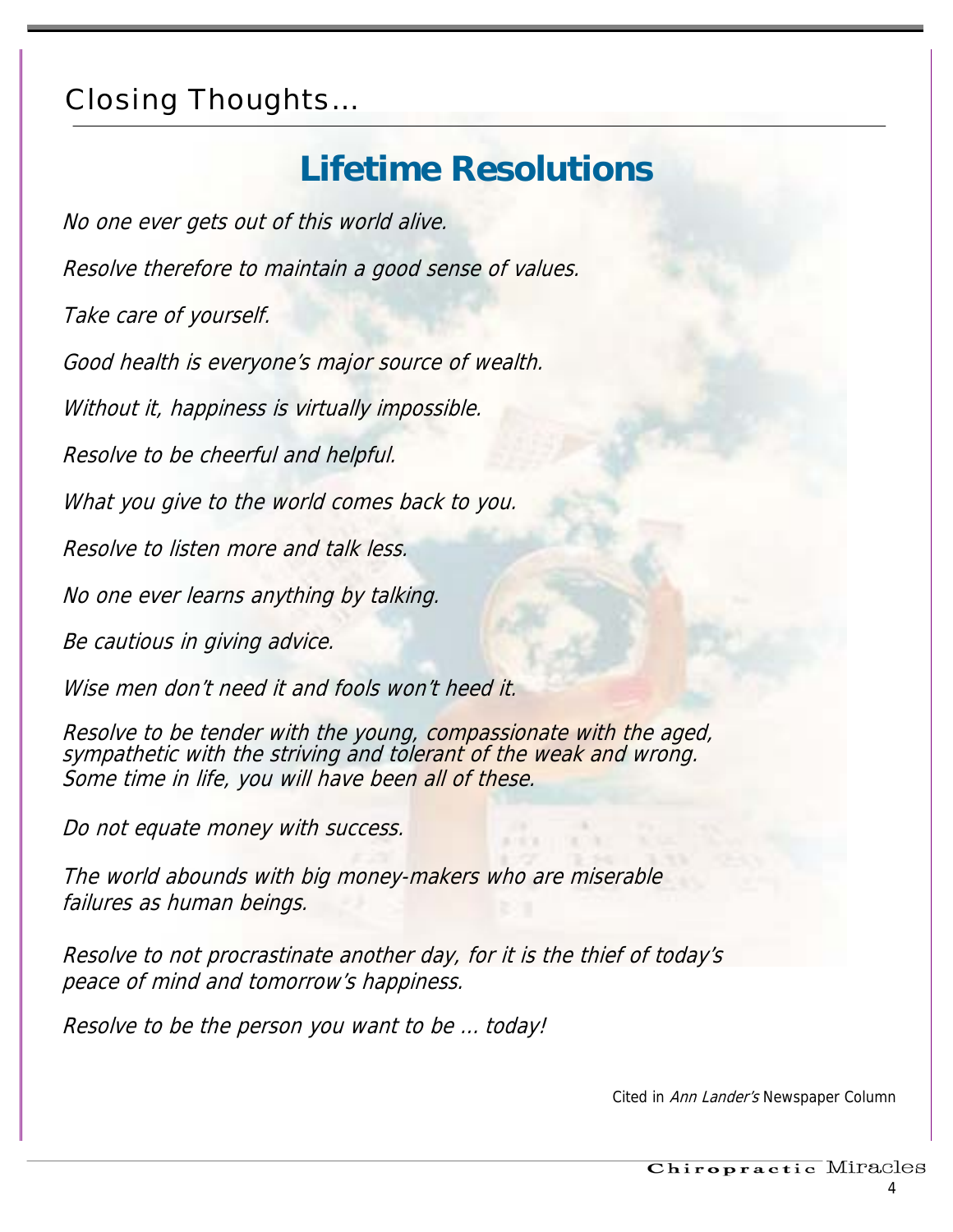## Closing Thoughts…

# Lifetime Resolutions

*No one ever gets out of this world alive.*

*Resolve therefore to maintain a good sense of values.*

*Take care of yourself.*

*Good health is everyone's major source of wealth.*

*Without it, happiness is virtually impossible.*

*Resolve to be cheerful and helpful.*

*What you give to the world comes back to you.*

*Resolve to listen more and talk less.*

*No one ever learns anything by talking.*

*Be cautious in giving advice.*

*Wise men don't need it and fools won't heed it.*

*Resolve to be tender with the young, compassionate with the aged, sympathetic with the striving and tolerant of the weak and wrong. Some time in life, you will have been all of these.*

*Do not equate money with success.*

*The world abounds with big money-makers who are miserable failures as human beings.*

*Resolve to not procrastinate another day, for it is the thief of today's peace of mind and tomorrow's happiness.*

*Resolve to be the person you want to be … today!*

Cited in *Ann Lander's* Newspaper Column